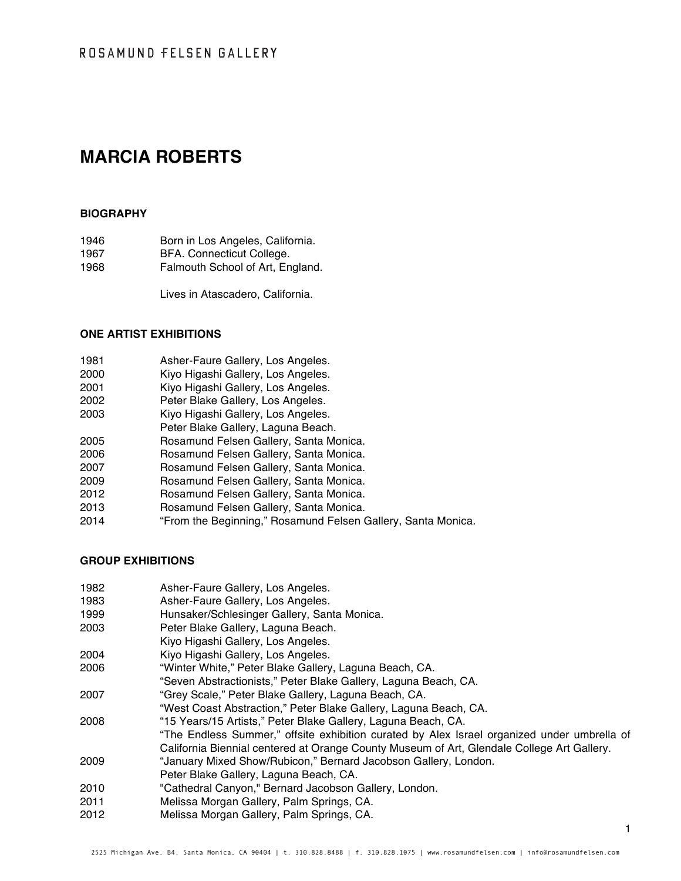ROSAMUND FELSEN GALLERY

# MARCIA ROBERTS

## BIOGRAPHY

1946 Born in Los Angeles, California.
1967 BFA. Connecticut College.
1968 Falmouth School of Art, England.

Lives in Atascadero, California.

## ONE ARTIST EXHIBITIONS

1981 Asher-Faure Gallery, Los Angeles.
2000 Kiyo Higashi Gallery, Los Angeles.
2001 Kiyo Higashi Gallery, Los Angeles.
2002 Peter Blake Gallery, Los Angeles.
2003 Kiyo Higashi Gallery, Los Angeles.
Peter Blake Gallery, Laguna Beach.
2005 Rosamund Felsen Gallery, Santa Monica.
2006 Rosamund Felsen Gallery, Santa Monica.
2007 Rosamund Felsen Gallery, Santa Monica.
2009 Rosamund Felsen Gallery, Santa Monica.
2012 Rosamund Felsen Gallery, Santa Monica.
2013 Rosamund Felsen Gallery, Santa Monica.
2014 "From the Beginning," Rosamund Felsen Gallery, Santa Monica.

## GROUP EXHIBITIONS

1982 Asher-Faure Gallery, Los Angeles.
1983 Asher-Faure Gallery, Los Angeles.
1999 Hunsaker/Schlesinger Gallery, Santa Monica.
2003 Peter Blake Gallery, Laguna Beach.
Kiyo Higashi Gallery, Los Angeles.
2004 Kiyo Higashi Gallery, Los Angeles.
2006 "Winter White," Peter Blake Gallery, Laguna Beach, CA.
"Seven Abstractionists," Peter Blake Gallery, Laguna Beach, CA.
2007 "Grey Scale," Peter Blake Gallery, Laguna Beach, CA.
"West Coast Abstraction," Peter Blake Gallery, Laguna Beach, CA.
2008 "15 Years/15 Artists," Peter Blake Gallery, Laguna Beach, CA.
"The Endless Summer," offsite exhibition curated by Alex Israel organized under umbrella of California Biennial centered at Orange County Museum of Art, Glendale College Art Gallery.
2009 "January Mixed Show/Rubicon," Bernard Jacobson Gallery, London.
Peter Blake Gallery, Laguna Beach, CA.
2010 "Cathedral Canyon," Bernard Jacobson Gallery, London.
2011 Melissa Morgan Gallery, Palm Springs, CA.
2012 Melissa Morgan Gallery, Palm Springs, CA.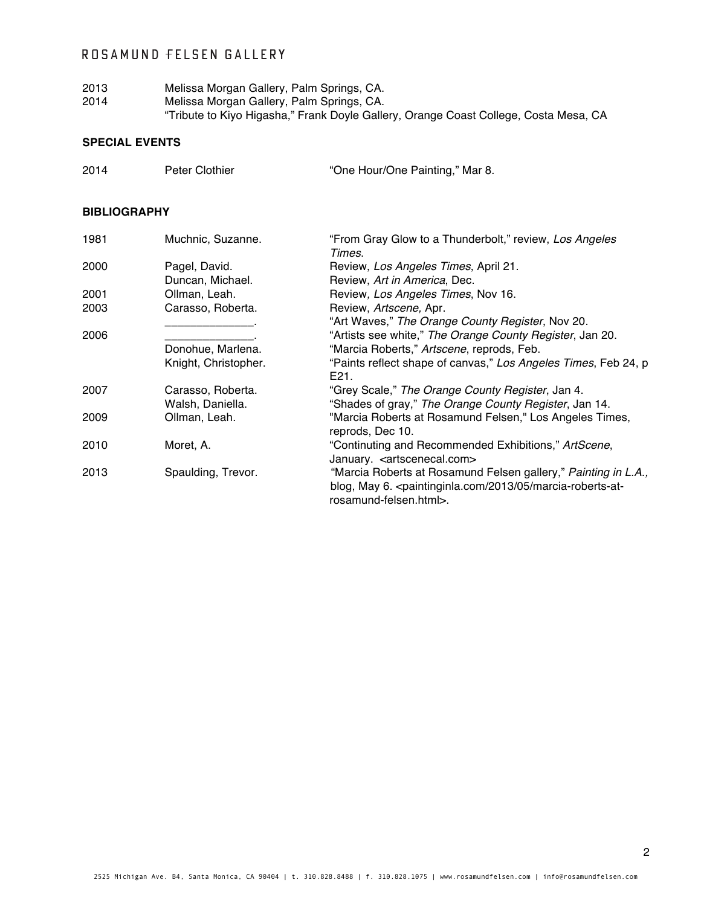| | |
|---|---|
| 2013 | Melissa Morgan Gallery, Palm Springs, CA. |
| 2014 | Melissa Morgan Gallery, Palm Springs, CA. |
| | "Tribute to Kiyo Higasha," Frank Doyle Gallery, Orange Coast College, Costa Mesa, CA |

**SPECIAL EVENTS**

| | | |
|---|---|---|
| 2014 | Peter Clothier | "One Hour/One Painting," Mar 8. |

**BIBLIOGRAPHY**

| | | |
|---|---|---|
| 1981 | Muchnic, Suzanne. | "From Gray Glow to a Thunderbolt," review, *Los Angeles Times*. |
| 2000 | Pagel, David. | Review, *Los Angeles Times*, April 21. |
| | Duncan, Michael. | Review, *Art in America*, Dec. |
| 2001 | Ollman, Leah. | Review*, Los Angeles Times*, Nov 16. |
| 2003 | Carasso, Roberta. | Review, *Artscene,* Apr. |
| | ______________. | "Art Waves," *The Orange County Register*, Nov 20. |
| 2006 | ______________. | "Artists see white," *The Orange County Register*, Jan 20. |
| | Donohue, Marlena. | "Marcia Roberts," *Artscene*, reprods, Feb. |
| | Knight, Christopher. | "Paints reflect shape of canvas," *Los Angeles Times*, Feb 24, p E21. |
| 2007 | Carasso, Roberta. | "Grey Scale," *The Orange County Register*, Jan 4. |
| | Walsh, Daniella. | "Shades of gray," *The Orange County Register*, Jan 14. |
| 2009 | Ollman, Leah. | "Marcia Roberts at Rosamund Felsen," Los Angeles Times, reprods, Dec 10. |
| 2010 | Moret, A. | "Continuting and Recommended Exhibitions," *ArtScene*, January. <artscenecal.com> |
| 2013 | Spaulding, Trevor. | "Marcia Roberts at Rosamund Felsen gallery," *Painting in L.A.,* blog, May 6. <paintinginla.com/2013/05/marcia-roberts-at-rosamund-felsen.html>. |